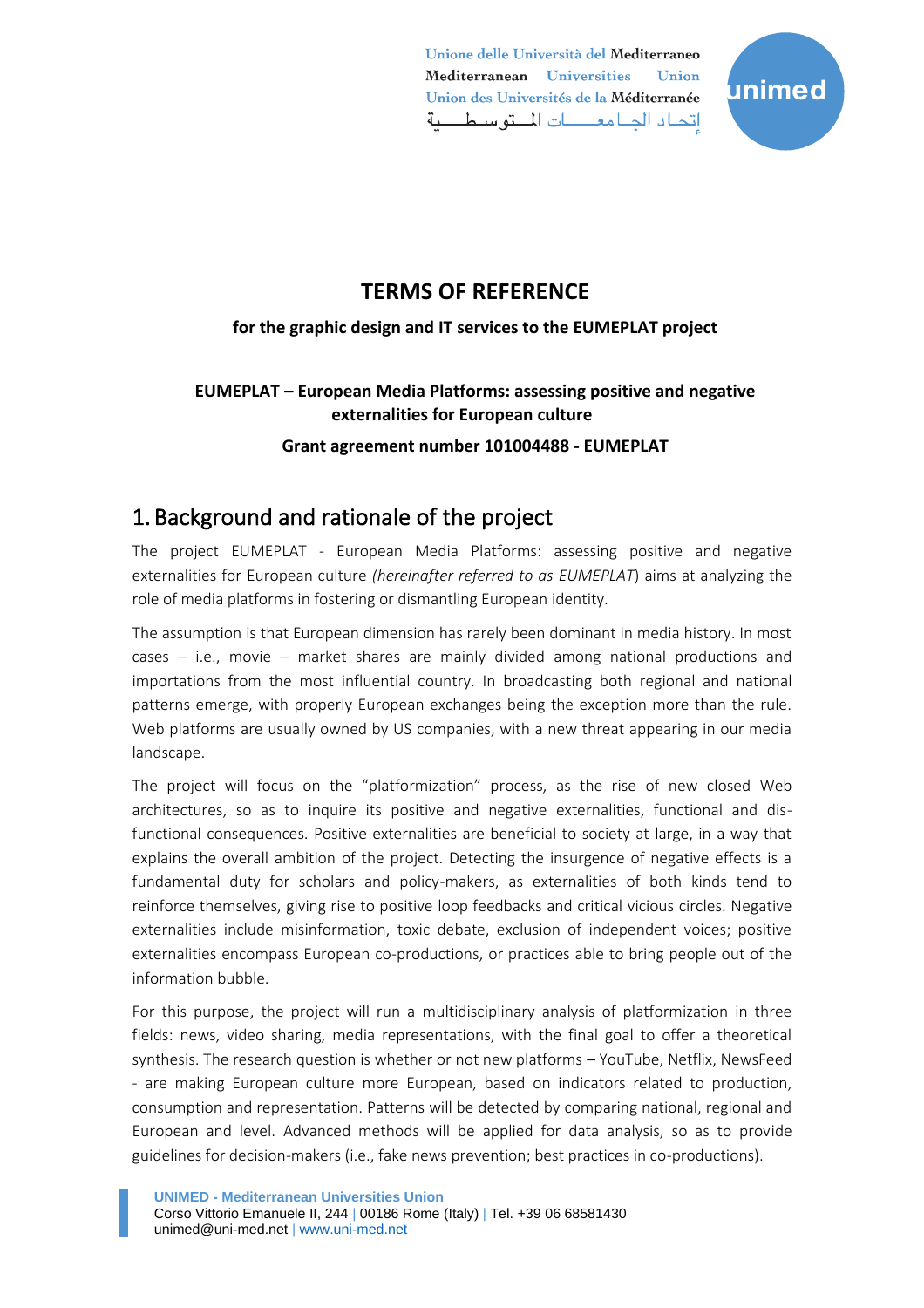Unione delle Università del Mediterraneo
Mediterranean Universities Union
Union des Universités de la Méditerranée
إتحاد الجامعات المتوسطية

# TERMS OF REFERENCE

**for the graphic design and IT services to the EUMEPLAT project**

**EUMEPLAT – European Media Platforms: assessing positive and negative externalities for European culture**

**Grant agreement number 101004488 - EUMEPLAT**

## 1. Background and rationale of the project

The project EUMEPLAT - European Media Platforms: assessing positive and negative externalities for European culture *(hereinafter referred to as EUMEPLAT*) aims at analyzing the role of media platforms in fostering or dismantling European identity.

The assumption is that European dimension has rarely been dominant in media history. In most cases – i.e., movie – market shares are mainly divided among national productions and importations from the most influential country. In broadcasting both regional and national patterns emerge, with properly European exchanges being the exception more than the rule. Web platforms are usually owned by US companies, with a new threat appearing in our media landscape.

The project will focus on the "platformization" process, as the rise of new closed Web architectures, so as to inquire its positive and negative externalities, functional and dis-functional consequences. Positive externalities are beneficial to society at large, in a way that explains the overall ambition of the project. Detecting the insurgence of negative effects is a fundamental duty for scholars and policy-makers, as externalities of both kinds tend to reinforce themselves, giving rise to positive loop feedbacks and critical vicious circles. Negative externalities include misinformation, toxic debate, exclusion of independent voices; positive externalities encompass European co-productions, or practices able to bring people out of the information bubble.

For this purpose, the project will run a multidisciplinary analysis of platformization in three fields: news, video sharing, media representations, with the final goal to offer a theoretical synthesis. The research question is whether or not new platforms – YouTube, Netflix, NewsFeed - are making European culture more European, based on indicators related to production, consumption and representation. Patterns will be detected by comparing national, regional and European and level. Advanced methods will be applied for data analysis, so as to provide guidelines for decision-makers (i.e., fake news prevention; best practices in co-productions).

**UNIMED - Mediterranean Universities Union**
Corso Vittorio Emanuele II, 244 | 00186 Rome (Italy) | Tel. +39 06 68581430
unimed@uni-med.net | www.uni-med.net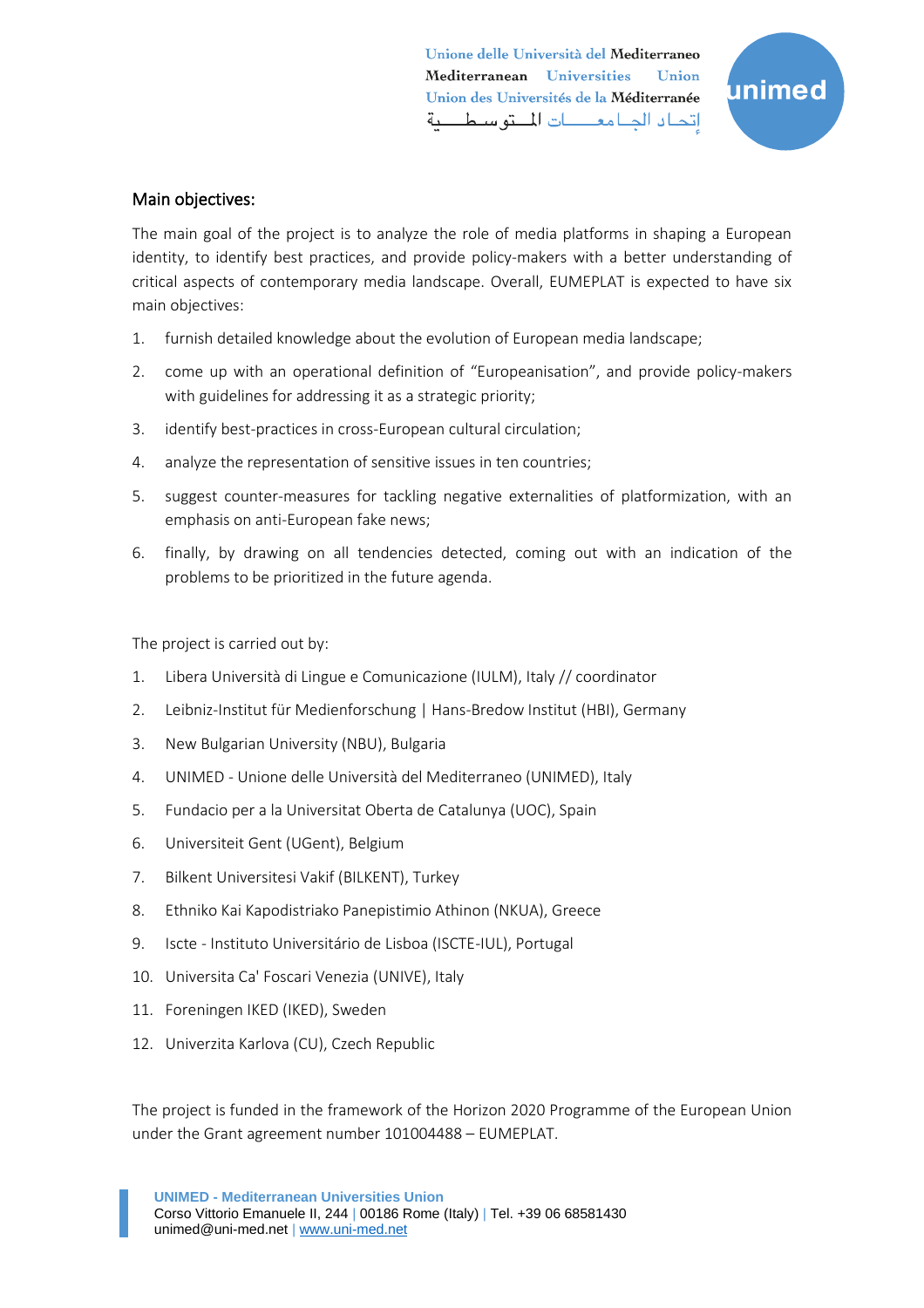## Main objectives:

The main goal of the project is to analyze the role of media platforms in shaping a European identity, to identify best practices, and provide policy-makers with a better understanding of critical aspects of contemporary media landscape. Overall, EUMEPLAT is expected to have six main objectives:

1. furnish detailed knowledge about the evolution of European media landscape;
2. come up with an operational definition of "Europeanisation", and provide policy-makers with guidelines for addressing it as a strategic priority;
3. identify best-practices in cross-European cultural circulation;
4. analyze the representation of sensitive issues in ten countries;
5. suggest counter-measures for tackling negative externalities of platformization, with an emphasis on anti-European fake news;
6. finally, by drawing on all tendencies detected, coming out with an indication of the problems to be prioritized in the future agenda.

The project is carried out by:

1. Libera Università di Lingue e Comunicazione (IULM), Italy // coordinator
2. Leibniz-Institut für Medienforschung | Hans-Bredow Institut (HBI), Germany
3. New Bulgarian University (NBU), Bulgaria
4. UNIMED - Unione delle Università del Mediterraneo (UNIMED), Italy
5. Fundacio per a la Universitat Oberta de Catalunya (UOC), Spain
6. Universiteit Gent (UGent), Belgium
7. Bilkent Universitesi Vakif (BILKENT), Turkey
8. Ethniko Kai Kapodistriako Panepistimio Athinon (NKUA), Greece
9. Iscte - Instituto Universitário de Lisboa (ISCTE-IUL), Portugal
10. Universita Ca' Foscari Venezia (UNIVE), Italy
11. Foreningen IKED (IKED), Sweden
12. Univerzita Karlova (CU), Czech Republic

The project is funded in the framework of the Horizon 2020 Programme of the European Union under the Grant agreement number 101004488 – EUMEPLAT.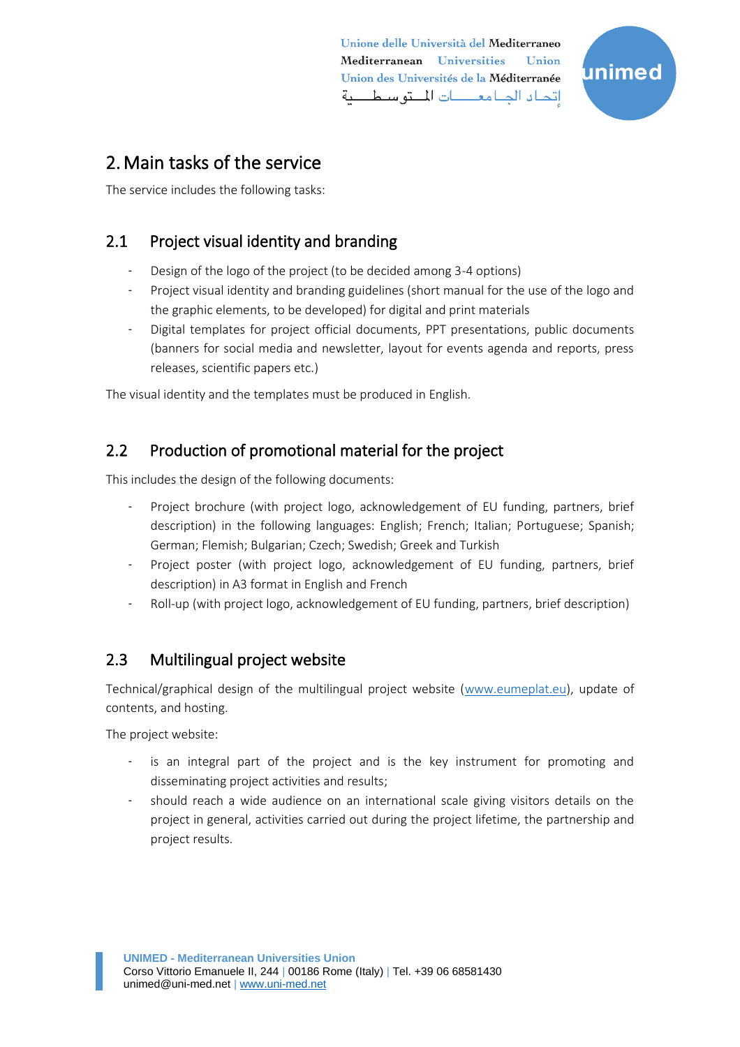## 2. Main tasks of the service

The service includes the following tasks:

### 2.1 Project visual identity and branding

- Design of the logo of the project (to be decided among 3-4 options)
- Project visual identity and branding guidelines (short manual for the use of the logo and the graphic elements, to be developed) for digital and print materials
- Digital templates for project official documents, PPT presentations, public documents (banners for social media and newsletter, layout for events agenda and reports, press releases, scientific papers etc.)

The visual identity and the templates must be produced in English.

### 2.2 Production of promotional material for the project

This includes the design of the following documents:

- Project brochure (with project logo, acknowledgement of EU funding, partners, brief description) in the following languages: English; French; Italian; Portuguese; Spanish; German; Flemish; Bulgarian; Czech; Swedish; Greek and Turkish
- Project poster (with project logo, acknowledgement of EU funding, partners, brief description) in A3 format in English and French
- Roll-up (with project logo, acknowledgement of EU funding, partners, brief description)

### 2.3 Multilingual project website

Technical/graphical design of the multilingual project website ([www.eumeplat.eu](www.eumeplat.eu)), update of contents, and hosting.

The project website:

- is an integral part of the project and is the key instrument for promoting and disseminating project activities and results;
- should reach a wide audience on an international scale giving visitors details on the project in general, activities carried out during the project lifetime, the partnership and project results.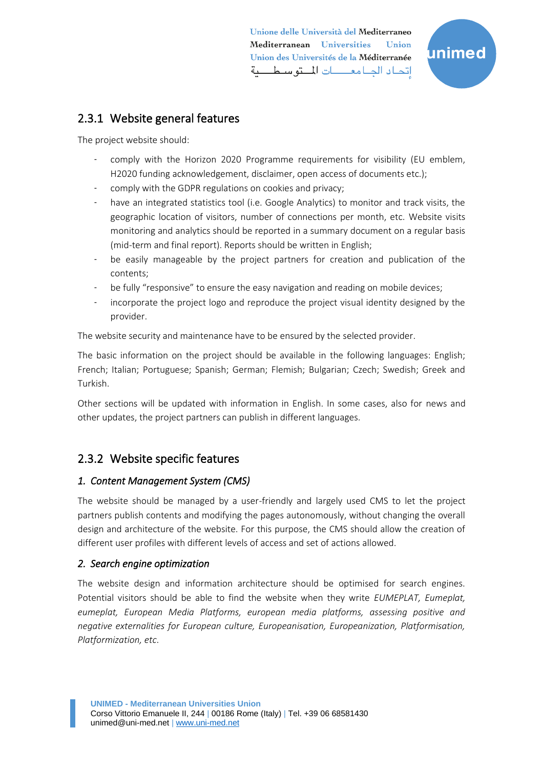### 2.3.1 Website general features

The project website should:

- comply with the Horizon 2020 Programme requirements for visibility (EU emblem, H2020 funding acknowledgement, disclaimer, open access of documents etc.);
- comply with the GDPR regulations on cookies and privacy;
- have an integrated statistics tool (i.e. Google Analytics) to monitor and track visits, the geographic location of visitors, number of connections per month, etc. Website visits monitoring and analytics should be reported in a summary document on a regular basis (mid-term and final report). Reports should be written in English;
- be easily manageable by the project partners for creation and publication of the contents;
- be fully "responsive" to ensure the easy navigation and reading on mobile devices;
- incorporate the project logo and reproduce the project visual identity designed by the provider.

The website security and maintenance have to be ensured by the selected provider.

The basic information on the project should be available in the following languages: English; French; Italian; Portuguese; Spanish; German; Flemish; Bulgarian; Czech; Swedish; Greek and Turkish.

Other sections will be updated with information in English. In some cases, also for news and other updates, the project partners can publish in different languages.

### 2.3.2 Website specific features

#### *1. Content Management System (CMS)*

The website should be managed by a user-friendly and largely used CMS to let the project partners publish contents and modifying the pages autonomously, without changing the overall design and architecture of the website. For this purpose, the CMS should allow the creation of different user profiles with different levels of access and set of actions allowed.

#### *2. Search engine optimization*

The website design and information architecture should be optimised for search engines. Potential visitors should be able to find the website when they write *EUMEPLAT, Eumeplat, eumeplat, European Media Platforms, european media platforms, assessing positive and negative externalities for European culture, Europeanisation, Europeanization, Platformisation, Platformization, etc*.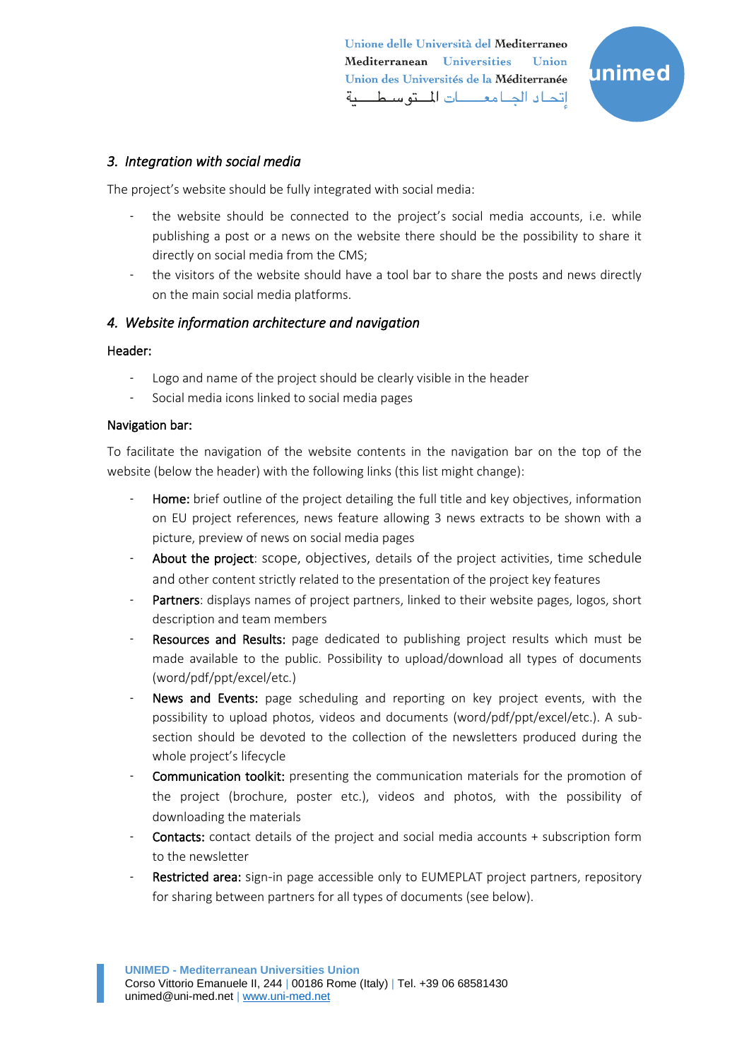### *3. Integration with social media*

The project's website should be fully integrated with social media:

- the website should be connected to the project's social media accounts, i.e. while publishing a post or a news on the website there should be the possibility to share it directly on social media from the CMS;
- the visitors of the website should have a tool bar to share the posts and news directly on the main social media platforms.

### *4. Website information architecture and navigation*

Header:

- Logo and name of the project should be clearly visible in the header
- Social media icons linked to social media pages

Navigation bar:

To facilitate the navigation of the website contents in the navigation bar on the top of the website (below the header) with the following links (this list might change):

- Home: brief outline of the project detailing the full title and key objectives, information on EU project references, news feature allowing 3 news extracts to be shown with a picture, preview of news on social media pages
- About the project: scope, objectives, details of the project activities, time schedule and other content strictly related to the presentation of the project key features
- Partners: displays names of project partners, linked to their website pages, logos, short description and team members
- Resources and Results: page dedicated to publishing project results which must be made available to the public. Possibility to upload/download all types of documents (word/pdf/ppt/excel/etc.)
- News and Events: page scheduling and reporting on key project events, with the possibility to upload photos, videos and documents (word/pdf/ppt/excel/etc.). A sub-section should be devoted to the collection of the newsletters produced during the whole project's lifecycle
- Communication toolkit: presenting the communication materials for the promotion of the project (brochure, poster etc.), videos and photos, with the possibility of downloading the materials
- Contacts: contact details of the project and social media accounts + subscription form to the newsletter
- Restricted area: sign-in page accessible only to EUMEPLAT project partners, repository for sharing between partners for all types of documents (see below).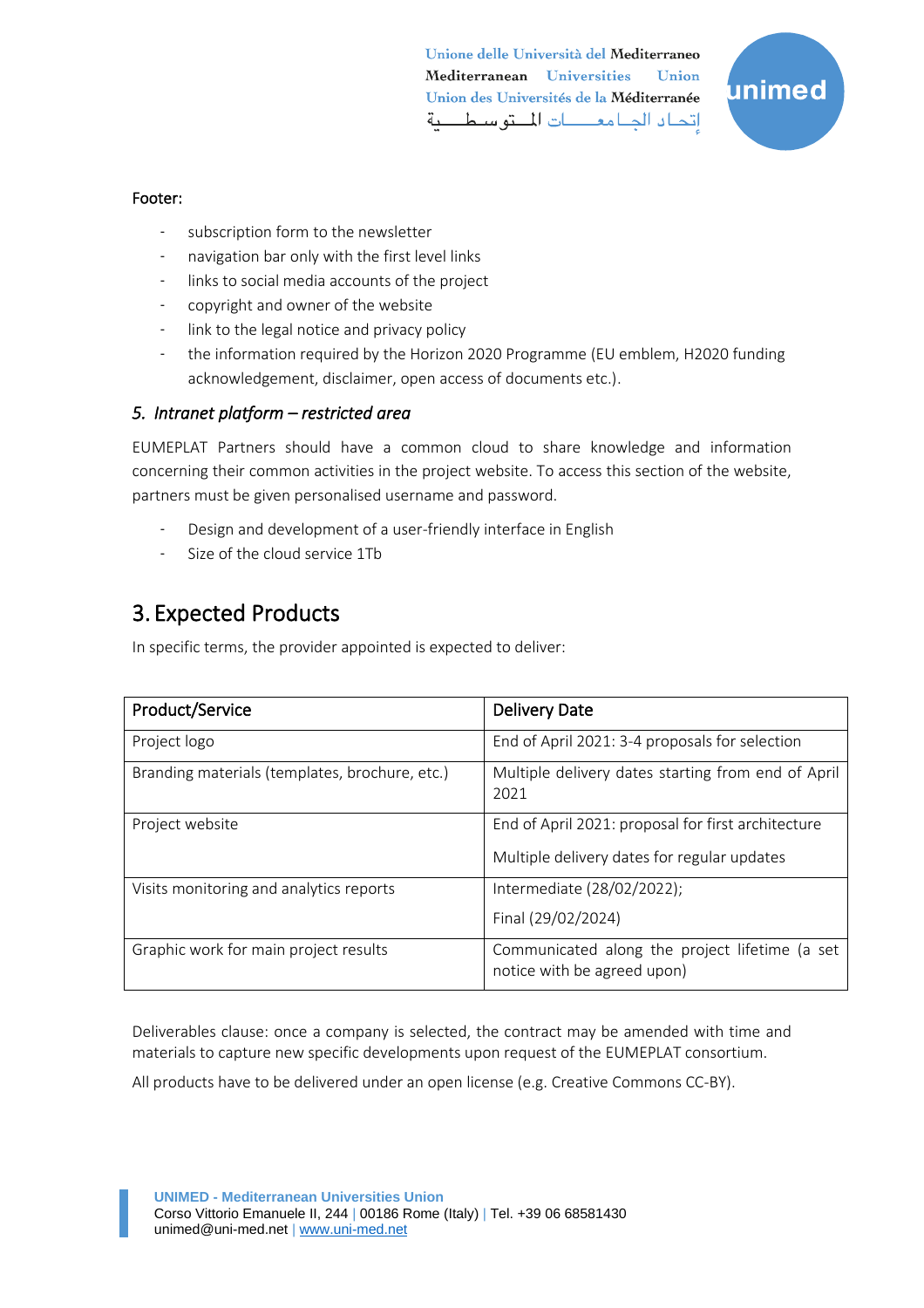Footer:

- subscription form to the newsletter
- navigation bar only with the first level links
- links to social media accounts of the project
- copyright and owner of the website
- link to the legal notice and privacy policy
- the information required by the Horizon 2020 Programme (EU emblem, H2020 funding acknowledgement, disclaimer, open access of documents etc.).

### *5. Intranet platform – restricted area*

EUMEPLAT Partners should have a common cloud to share knowledge and information concerning their common activities in the project website. To access this section of the website, partners must be given personalised username and password.

- Design and development of a user-friendly interface in English
- Size of the cloud service 1Tb

## 3. Expected Products

In specific terms, the provider appointed is expected to deliver:

| Product/Service | Delivery Date |
|---|---|
| Project logo | End of April 2021: 3-4 proposals for selection |
| Branding materials (templates, brochure, etc.) | Multiple delivery dates starting from end of April 2021 |
| Project website | End of April 2021: proposal for first architecture<br><br>Multiple delivery dates for regular updates |
| Visits monitoring and analytics reports | Intermediate (28/02/2022);<br><br>Final (29/02/2024) |
| Graphic work for main project results | Communicated along the project lifetime (a set notice with be agreed upon) |

Deliverables clause: once a company is selected, the contract may be amended with time and materials to capture new specific developments upon request of the EUMEPLAT consortium.

All products have to be delivered under an open license (e.g. Creative Commons CC-BY).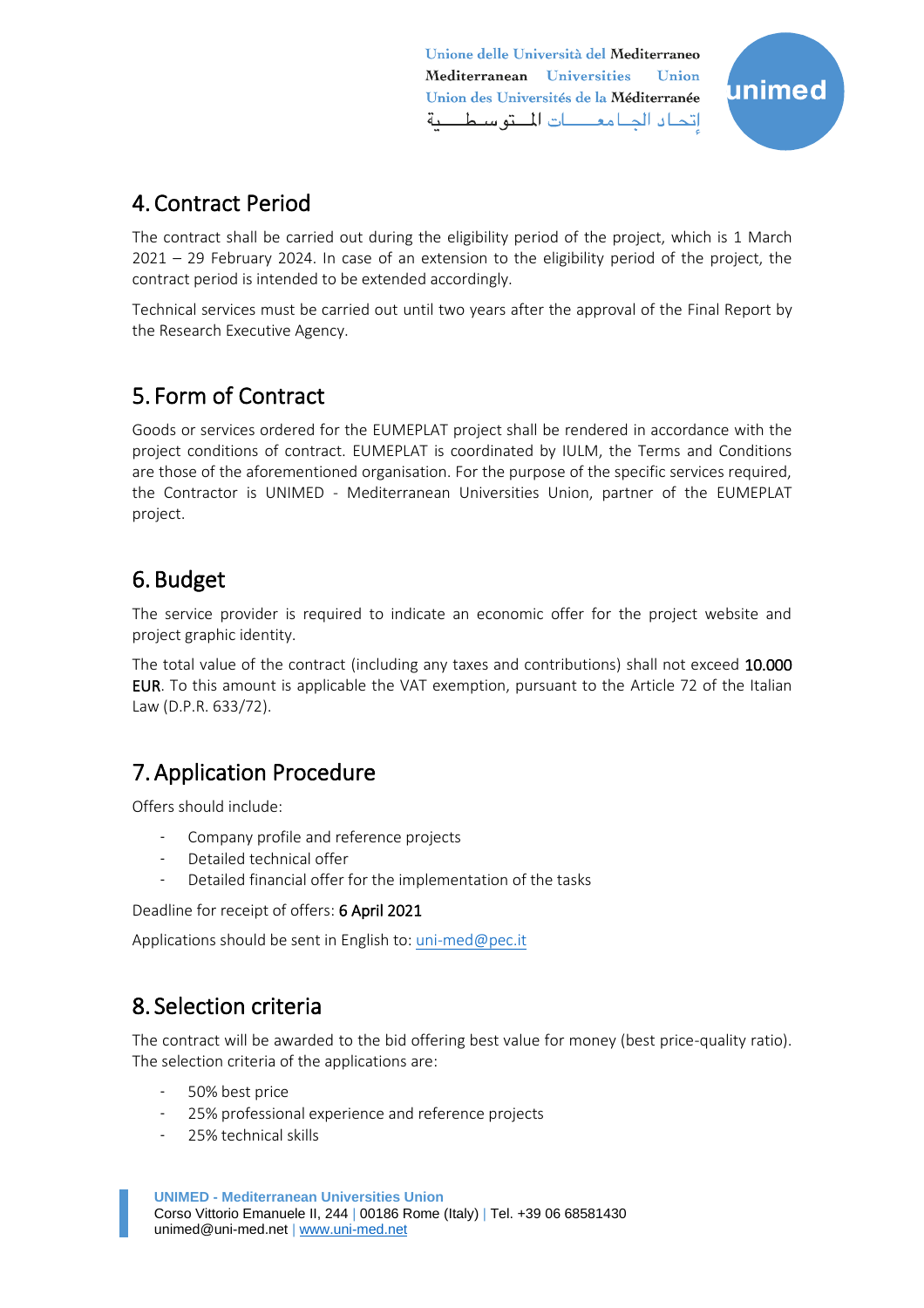## 4. Contract Period

The contract shall be carried out during the eligibility period of the project, which is 1 March 2021 – 29 February 2024. In case of an extension to the eligibility period of the project, the contract period is intended to be extended accordingly.

Technical services must be carried out until two years after the approval of the Final Report by the Research Executive Agency.

## 5. Form of Contract

Goods or services ordered for the EUMEPLAT project shall be rendered in accordance with the project conditions of contract. EUMEPLAT is coordinated by IULM, the Terms and Conditions are those of the aforementioned organisation. For the purpose of the specific services required, the Contractor is UNIMED - Mediterranean Universities Union, partner of the EUMEPLAT project.

## 6. Budget

The service provider is required to indicate an economic offer for the project website and project graphic identity.

The total value of the contract (including any taxes and contributions) shall not exceed **10.000 EUR**. To this amount is applicable the VAT exemption, pursuant to the Article 72 of the Italian Law (D.P.R. 633/72).

## 7. Application Procedure

Offers should include:

- Company profile and reference projects
- Detailed technical offer
- Detailed financial offer for the implementation of the tasks

Deadline for receipt of offers: **6 April 2021**

Applications should be sent in English to: uni-med@pec.it

## 8. Selection criteria

The contract will be awarded to the bid offering best value for money (best price-quality ratio). The selection criteria of the applications are:

- 50% best price
- 25% professional experience and reference projects
- 25% technical skills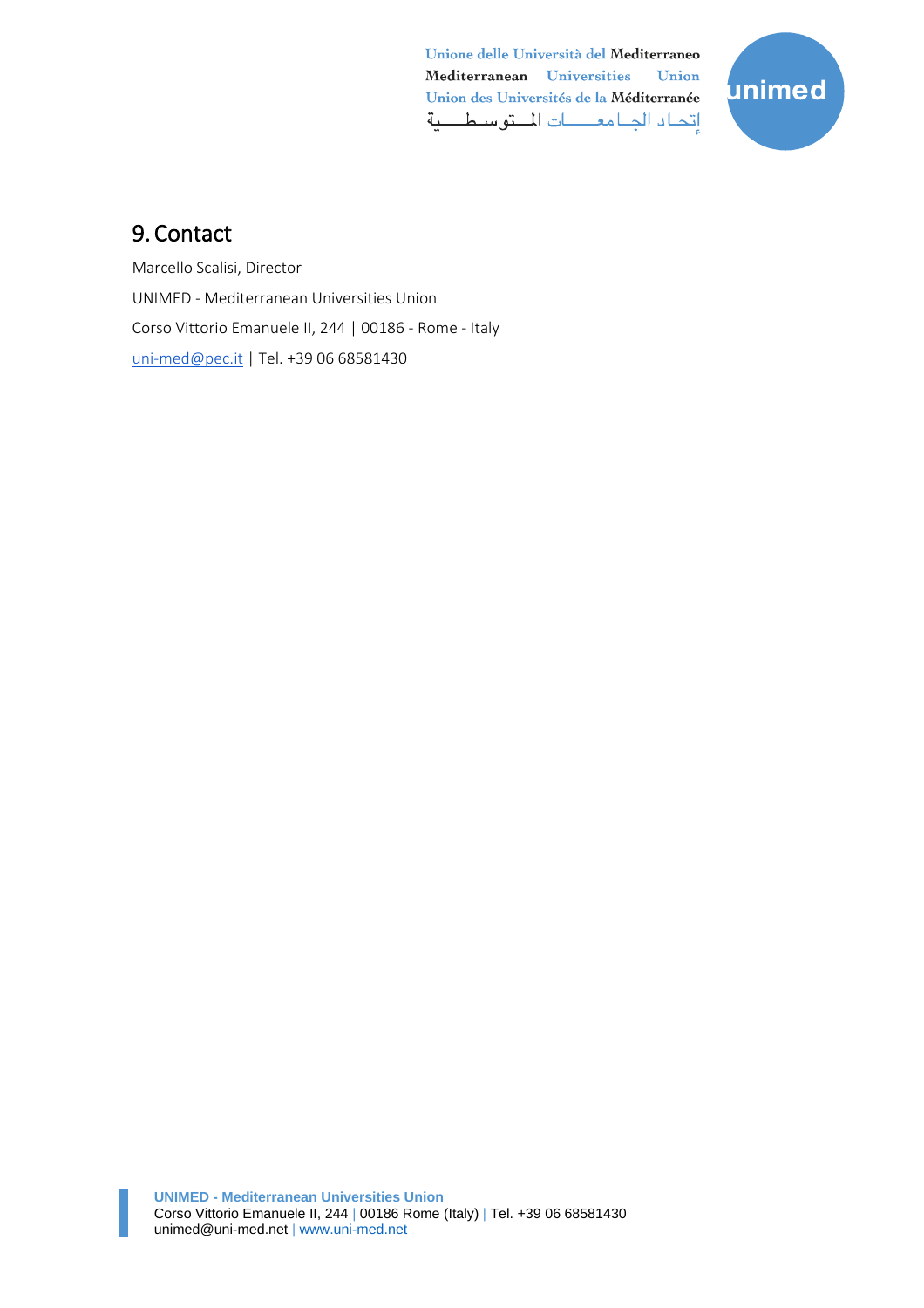## 9. Contact

Marcello Scalisi, Director

UNIMED - Mediterranean Universities Union

Corso Vittorio Emanuele II, 244 | 00186 - Rome - Italy

uni-med@pec.it | Tel. +39 06 68581430